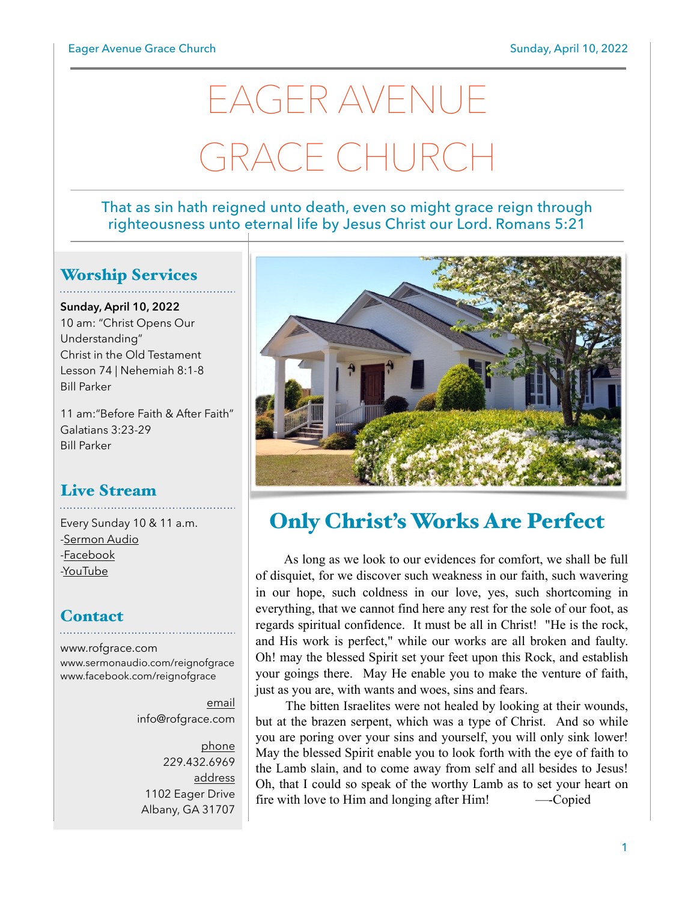# EAGER AVENUE GRACE CHURCH

That as sin hath reigned unto death, even so might grace reign through righteousness unto eternal life by Jesus Christ our Lord. Romans 5:21

## Worship Services

**Sunday, April 10, 2022**
10 am: "Christ Opens Our Understanding"
Christ in the Old Testament
Lesson 74 | Nehemiah 8:1-8
Bill Parker

11 am:"Before Faith & After Faith"
Galatians 3:23-29
Bill Parker

## Live Stream

Every Sunday 10 & 11 a.m.
-Sermon Audio
-Facebook
-YouTube

## Contact

www.rofgrace.com
www.sermonaudio.com/reignofgrace
www.facebook.com/reignofgrace

email
info@rofgrace.com

phone
229.432.6969

address
1102 Eager Drive
Albany, GA 31707

## Only Christ's Works Are Perfect

As long as we look to our evidences for comfort, we shall be full of disquiet, for we discover such weakness in our faith, such wavering in our hope, such coldness in our love, yes, such shortcoming in everything, that we cannot find here any rest for the sole of our foot, as regards spiritual confidence. It must be all in Christ! "He is the rock, and His work is perfect," while our works are all broken and faulty. Oh! may the blessed Spirit set your feet upon this Rock, and establish your goings there. May He enable you to make the venture of faith, just as you are, with wants and woes, sins and fears.

The bitten Israelites were not healed by looking at their wounds, but at the brazen serpent, which was a type of Christ. And so while you are poring over your sins and yourself, you will only sink lower! May the blessed Spirit enable you to look forth with the eye of faith to the Lamb slain, and to come away from self and all besides to Jesus! Oh, that I could so speak of the worthy Lamb as to set your heart on fire with love to Him and longing after Him! —-Copied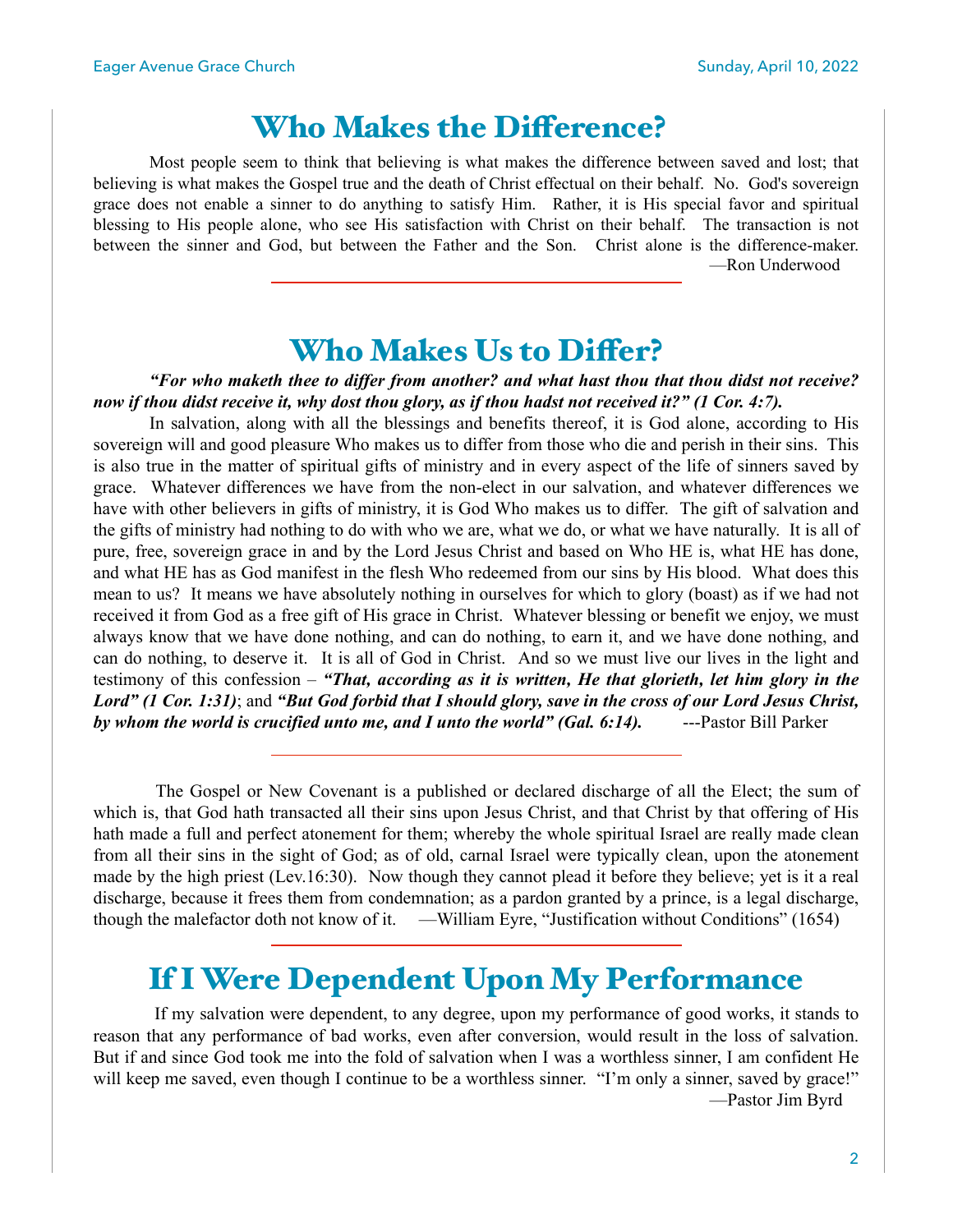# Who Makes the Difference?

Most people seem to think that believing is what makes the difference between saved and lost; that believing is what makes the Gospel true and the death of Christ effectual on their behalf. No. God's sovereign grace does not enable a sinner to do anything to satisfy Him. Rather, it is His special favor and spiritual blessing to His people alone, who see His satisfaction with Christ on their behalf. The transaction is not between the sinner and God, but between the Father and the Son. Christ alone is the difference-maker.

—Ron Underwood

---

# Who Makes Us to Differ?

***"For who maketh thee to differ from another? and what hast thou that thou didst not receive? now if thou didst receive it, why dost thou glory, as if thou hadst not received it?" (1 Cor. 4:7).***

In salvation, along with all the blessings and benefits thereof, it is God alone, according to His sovereign will and good pleasure Who makes us to differ from those who die and perish in their sins. This is also true in the matter of spiritual gifts of ministry and in every aspect of the life of sinners saved by grace. Whatever differences we have from the non-elect in our salvation, and whatever differences we have with other believers in gifts of ministry, it is God Who makes us to differ. The gift of salvation and the gifts of ministry had nothing to do with who we are, what we do, or what we have naturally. It is all of pure, free, sovereign grace in and by the Lord Jesus Christ and based on Who HE is, what HE has done, and what HE has as God manifest in the flesh Who redeemed from our sins by His blood. What does this mean to us? It means we have absolutely nothing in ourselves for which to glory (boast) as if we had not received it from God as a free gift of His grace in Christ. Whatever blessing or benefit we enjoy, we must always know that we have done nothing, and can do nothing, to earn it, and we have done nothing, and can do nothing, to deserve it. It is all of God in Christ. And so we must live our lives in the light and testimony of this confession – ***"That, according as it is written, He that glorieth, let him glory in the Lord" (1 Cor. 1:31)***; and ***"But God forbid that I should glory, save in the cross of our Lord Jesus Christ, by whom the world is crucified unto me, and I unto the world" (Gal. 6:14).*** ---Pastor Bill Parker

---

The Gospel or New Covenant is a published or declared discharge of all the Elect; the sum of which is, that God hath transacted all their sins upon Jesus Christ, and that Christ by that offering of His hath made a full and perfect atonement for them; whereby the whole spiritual Israel are really made clean from all their sins in the sight of God; as of old, carnal Israel were typically clean, upon the atonement made by the high priest (Lev.16:30). Now though they cannot plead it before they believe; yet is it a real discharge, because it frees them from condemnation; as a pardon granted by a prince, is a legal discharge, though the malefactor doth not know of it. —William Eyre, "Justification without Conditions" (1654)

---

# If I Were Dependent Upon My Performance

If my salvation were dependent, to any degree, upon my performance of good works, it stands to reason that any performance of bad works, even after conversion, would result in the loss of salvation. But if and since God took me into the fold of salvation when I was a worthless sinner, I am confident He will keep me saved, even though I continue to be a worthless sinner. "I'm only a sinner, saved by grace!"

—Pastor Jim Byrd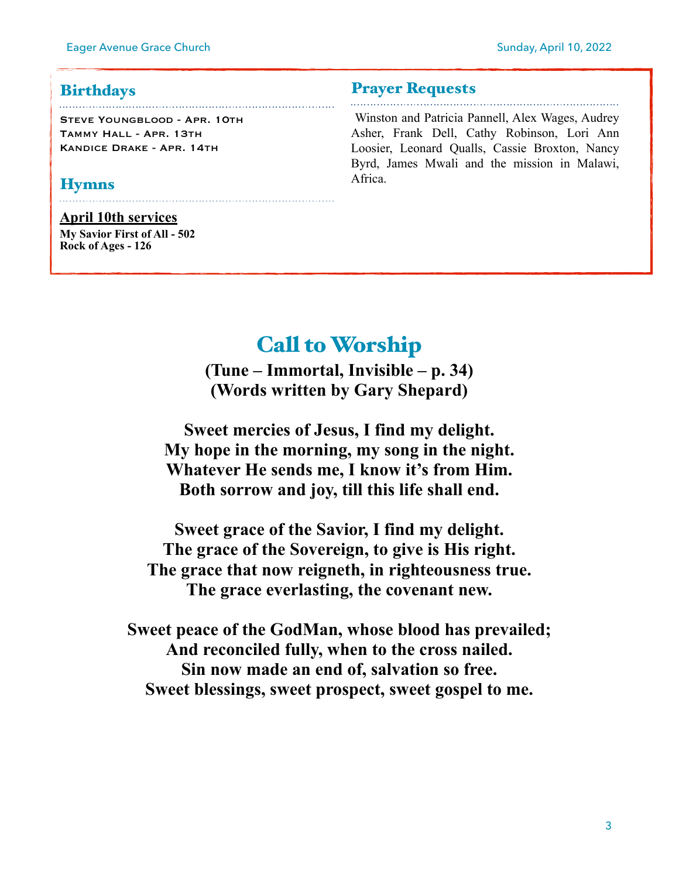## Birthdays

Steve Youngblood - Apr. 10th
Tammy Hall - Apr. 13th
Kandice Drake - Apr. 14th

## Hymns

**April 10th services**
**My Savior First of All - 502**
**Rock of Ages - 126**

## Prayer Requests

Winston and Patricia Pannell, Alex Wages, Audrey Asher, Frank Dell, Cathy Robinson, Lori Ann Loosier, Leonard Qualls, Cassie Broxton, Nancy Byrd, James Mwali and the mission in Malawi, Africa.

# Call to Worship

**(Tune – Immortal, Invisible – p. 34)**
**(Words written by Gary Shepard)**

**Sweet mercies of Jesus, I find my delight.**
**My hope in the morning, my song in the night.**
**Whatever He sends me, I know it's from Him.**
**Both sorrow and joy, till this life shall end.**

**Sweet grace of the Savior, I find my delight.**
**The grace of the Sovereign, to give is His right.**
**The grace that now reigneth, in righteousness true.**
**The grace everlasting, the covenant new.**

**Sweet peace of the GodMan, whose blood has prevailed;**
**And reconciled fully, when to the cross nailed.**
**Sin now made an end of, salvation so free.**
**Sweet blessings, sweet prospect, sweet gospel to me.**